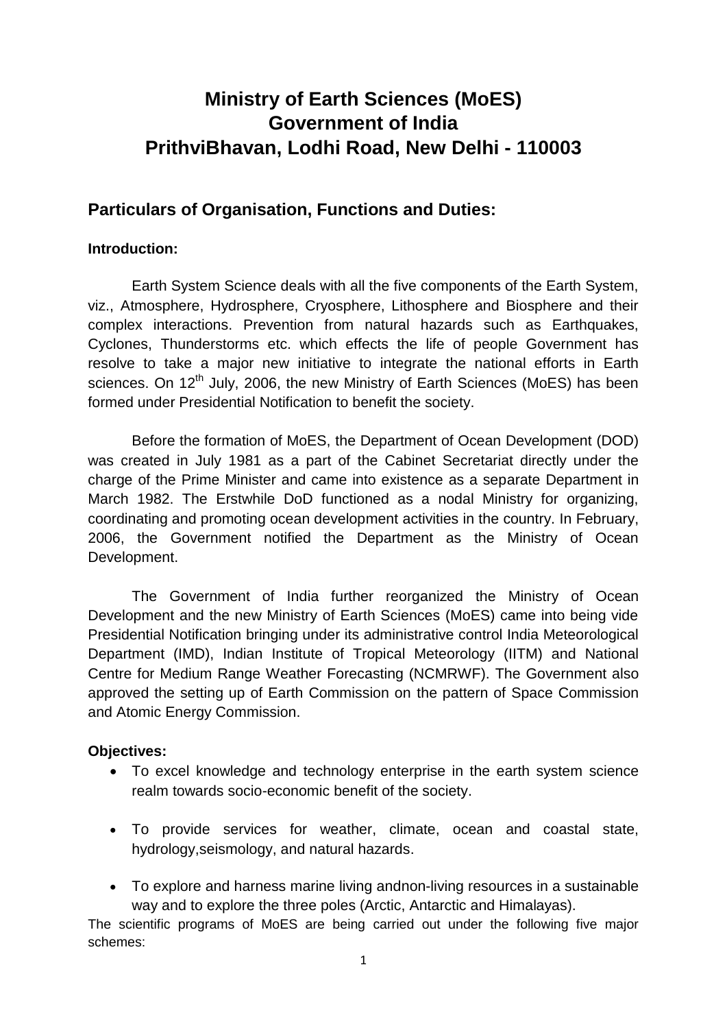# Ministry of Earth Sciences (MoES)
# Government of India
# PrithviBhavan, Lodhi Road, New Delhi - 110003

## Particulars of Organisation, Functions and Duties:

**Introduction:**

Earth System Science deals with all the five components of the Earth System, viz., Atmosphere, Hydrosphere, Cryosphere, Lithosphere and Biosphere and their complex interactions. Prevention from natural hazards such as Earthquakes, Cyclones, Thunderstorms etc. which effects the life of people Government has resolve to take a major new initiative to integrate the national efforts in Earth sciences. On 12th July, 2006, the new Ministry of Earth Sciences (MoES) has been formed under Presidential Notification to benefit the society.

Before the formation of MoES, the Department of Ocean Development (DOD) was created in July 1981 as a part of the Cabinet Secretariat directly under the charge of the Prime Minister and came into existence as a separate Department in March 1982. The Erstwhile DoD functioned as a nodal Ministry for organizing, coordinating and promoting ocean development activities in the country. In February, 2006, the Government notified the Department as the Ministry of Ocean Development.

The Government of India further reorganized the Ministry of Ocean Development and the new Ministry of Earth Sciences (MoES) came into being vide Presidential Notification bringing under its administrative control India Meteorological Department (IMD), Indian Institute of Tropical Meteorology (IITM) and National Centre for Medium Range Weather Forecasting (NCMRWF). The Government also approved the setting up of Earth Commission on the pattern of Space Commission and Atomic Energy Commission.

**Objectives:**

- To excel knowledge and technology enterprise in the earth system science realm towards socio-economic benefit of the society.
- To provide services for weather, climate, ocean and coastal state, hydrology,seismology, and natural hazards.
- To explore and harness marine living andnon-living resources in a sustainable way and to explore the three poles (Arctic, Antarctic and Himalayas).

The scientific programs of MoES are being carried out under the following five major schemes: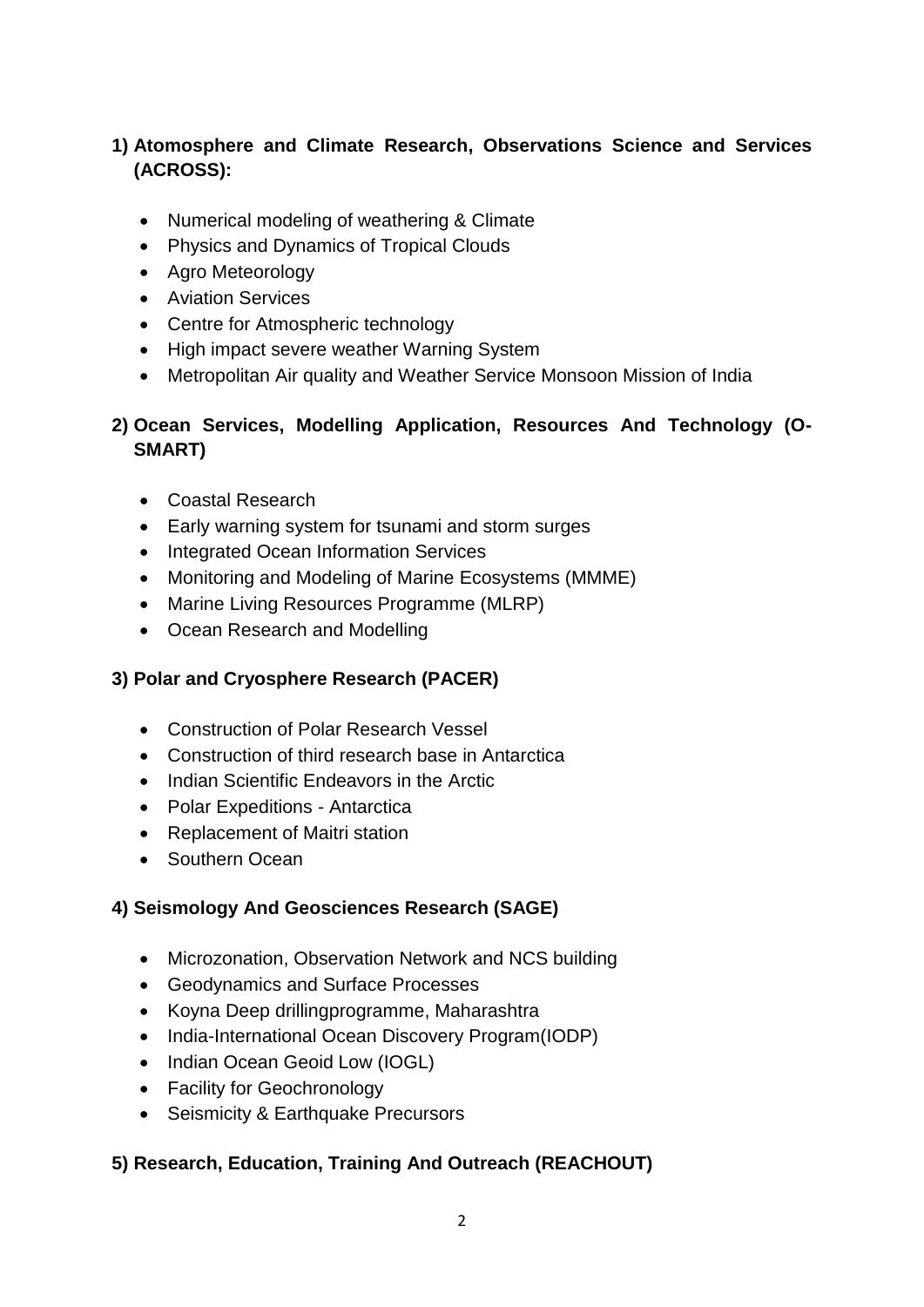## 1) Atomosphere and Climate Research, Observations Science and Services (ACROSS):

- Numerical modeling of weathering & Climate
- Physics and Dynamics of Tropical Clouds
- Agro Meteorology
- Aviation Services
- Centre for Atmospheric technology
- High impact severe weather Warning System
- Metropolitan Air quality and Weather Service Monsoon Mission of India

## 2) Ocean Services, Modelling Application, Resources And Technology (O-SMART)

- Coastal Research
- Early warning system for tsunami and storm surges
- Integrated Ocean Information Services
- Monitoring and Modeling of Marine Ecosystems (MMME)
- Marine Living Resources Programme (MLRP)
- Ocean Research and Modelling

## 3) Polar and Cryosphere Research (PACER)

- Construction of Polar Research Vessel
- Construction of third research base in Antarctica
- Indian Scientific Endeavors in the Arctic
- Polar Expeditions - Antarctica
- Replacement of Maitri station
- Southern Ocean

## 4) Seismology And Geosciences Research (SAGE)

- Microzonation, Observation Network and NCS building
- Geodynamics and Surface Processes
- Koyna Deep drillingprogramme, Maharashtra
- India-International Ocean Discovery Program(IODP)
- Indian Ocean Geoid Low (IOGL)
- Facility for Geochronology
- Seismicity & Earthquake Precursors

## 5) Research, Education, Training And Outreach (REACHOUT)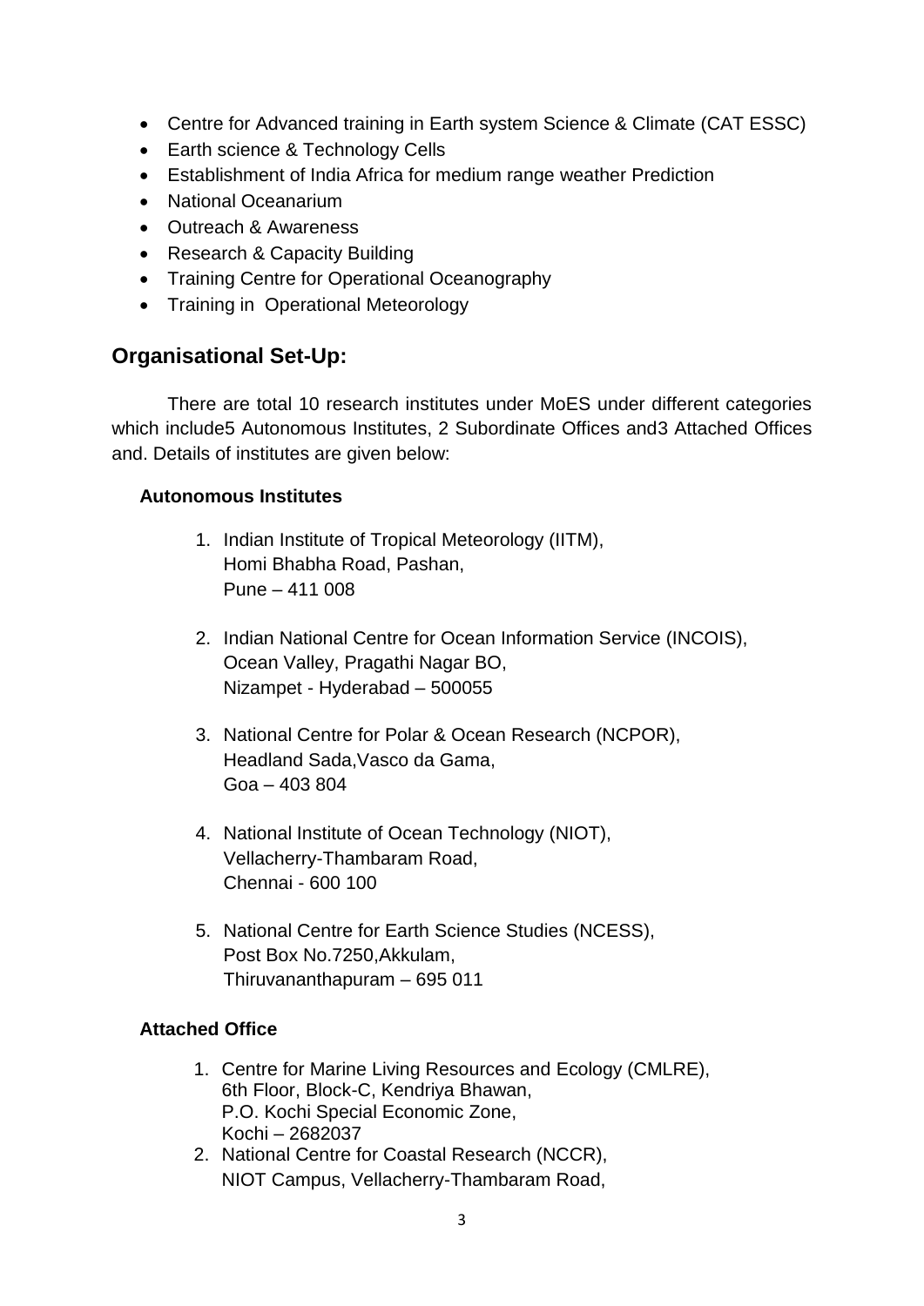- Centre for Advanced training in Earth system Science & Climate (CAT ESSC)
- Earth science & Technology Cells
- Establishment of India Africa for medium range weather Prediction
- National Oceanarium
- Outreach & Awareness
- Research & Capacity Building
- Training Centre for Operational Oceanography
- Training in Operational Meteorology

## Organisational Set-Up:

There are total 10 research institutes under MoES under different categories which include5 Autonomous Institutes, 2 Subordinate Offices and3 Attached Offices and. Details of institutes are given below:

**Autonomous Institutes**

1. Indian Institute of Tropical Meteorology (IITM),
   Homi Bhabha Road, Pashan,
   Pune – 411 008

2. Indian National Centre for Ocean Information Service (INCOIS),
   Ocean Valley, Pragathi Nagar BO,
   Nizampet - Hyderabad – 500055

3. National Centre for Polar & Ocean Research (NCPOR),
   Headland Sada,Vasco da Gama,
   Goa – 403 804

4. National Institute of Ocean Technology (NIOT),
   Vellacherry-Thambaram Road,
   Chennai - 600 100

5. National Centre for Earth Science Studies (NCESS),
   Post Box No.7250,Akkulam,
   Thiruvananthapuram – 695 011

**Attached Office**

1. Centre for Marine Living Resources and Ecology (CMLRE),
   6th Floor, Block-C, Kendriya Bhawan,
   P.O. Kochi Special Economic Zone,
   Kochi – 2682037
2. National Centre for Coastal Research (NCCR),
   NIOT Campus, Vellacherry-Thambaram Road,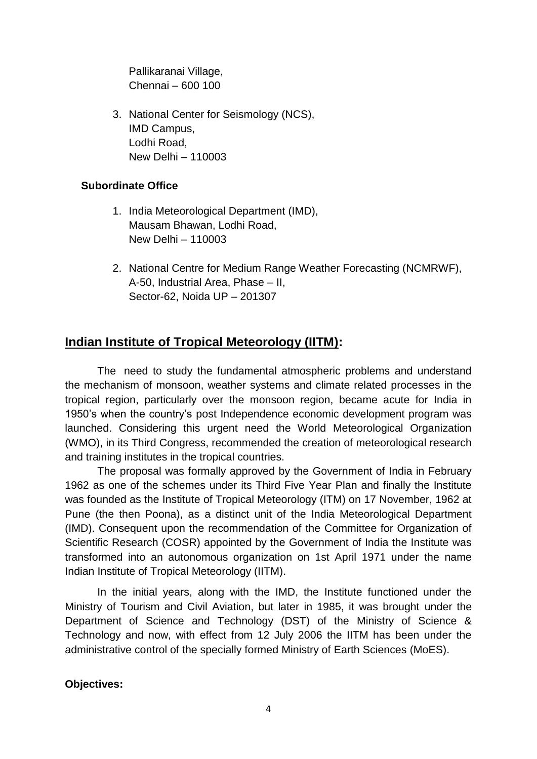Pallikaranai Village,
Chennai – 600 100

3. National Center for Seismology (NCS),
   IMD Campus,
   Lodhi Road,
   New Delhi – 110003

**Subordinate Office**

1. India Meteorological Department (IMD),
   Mausam Bhawan, Lodhi Road,
   New Delhi – 110003

2. National Centre for Medium Range Weather Forecasting (NCMRWF),
   A-50, Industrial Area, Phase – II,
   Sector-62, Noida UP – 201307

## Indian Institute of Tropical Meteorology (IITM):

The need to study the fundamental atmospheric problems and understand the mechanism of monsoon, weather systems and climate related processes in the tropical region, particularly over the monsoon region, became acute for India in 1950's when the country's post Independence economic development program was launched. Considering this urgent need the World Meteorological Organization (WMO), in its Third Congress, recommended the creation of meteorological research and training institutes in the tropical countries.

The proposal was formally approved by the Government of India in February 1962 as one of the schemes under its Third Five Year Plan and finally the Institute was founded as the Institute of Tropical Meteorology (ITM) on 17 November, 1962 at Pune (the then Poona), as a distinct unit of the India Meteorological Department (IMD). Consequent upon the recommendation of the Committee for Organization of Scientific Research (COSR) appointed by the Government of India the Institute was transformed into an autonomous organization on 1st April 1971 under the name Indian Institute of Tropical Meteorology (IITM).

In the initial years, along with the IMD, the Institute functioned under the Ministry of Tourism and Civil Aviation, but later in 1985, it was brought under the Department of Science and Technology (DST) of the Ministry of Science & Technology and now, with effect from 12 July 2006 the IITM has been under the administrative control of the specially formed Ministry of Earth Sciences (MoES).

**Objectives:**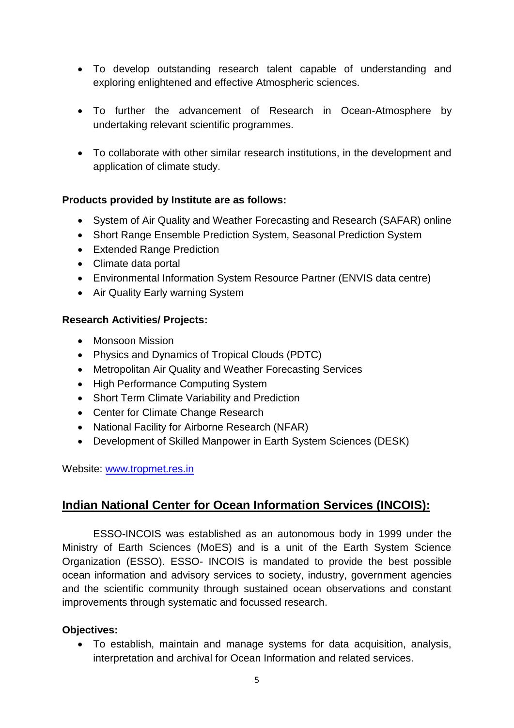- To develop outstanding research talent capable of understanding and exploring enlightened and effective Atmospheric sciences.

- To further the advancement of Research in Ocean-Atmosphere by undertaking relevant scientific programmes.

- To collaborate with other similar research institutions, in the development and application of climate study.

**Products provided by Institute are as follows:**

- System of Air Quality and Weather Forecasting and Research (SAFAR) online
- Short Range Ensemble Prediction System, Seasonal Prediction System
- Extended Range Prediction
- Climate data portal
- Environmental Information System Resource Partner (ENVIS data centre)
- Air Quality Early warning System

**Research Activities/ Projects:**

- Monsoon Mission
- Physics and Dynamics of Tropical Clouds (PDTC)
- Metropolitan Air Quality and Weather Forecasting Services
- High Performance Computing System
- Short Term Climate Variability and Prediction
- Center for Climate Change Research
- National Facility for Airborne Research (NFAR)
- Development of Skilled Manpower in Earth System Sciences (DESK)

Website: [www.tropmet.res.in](www.tropmet.res.in)

## Indian National Center for Ocean Information Services (INCOIS):

ESSO-INCOIS was established as an autonomous body in 1999 under the Ministry of Earth Sciences (MoES) and is a unit of the Earth System Science Organization (ESSO). ESSO- INCOIS is mandated to provide the best possible ocean information and advisory services to society, industry, government agencies and the scientific community through sustained ocean observations and constant improvements through systematic and focussed research.

**Objectives:**

- To establish, maintain and manage systems for data acquisition, analysis, interpretation and archival for Ocean Information and related services.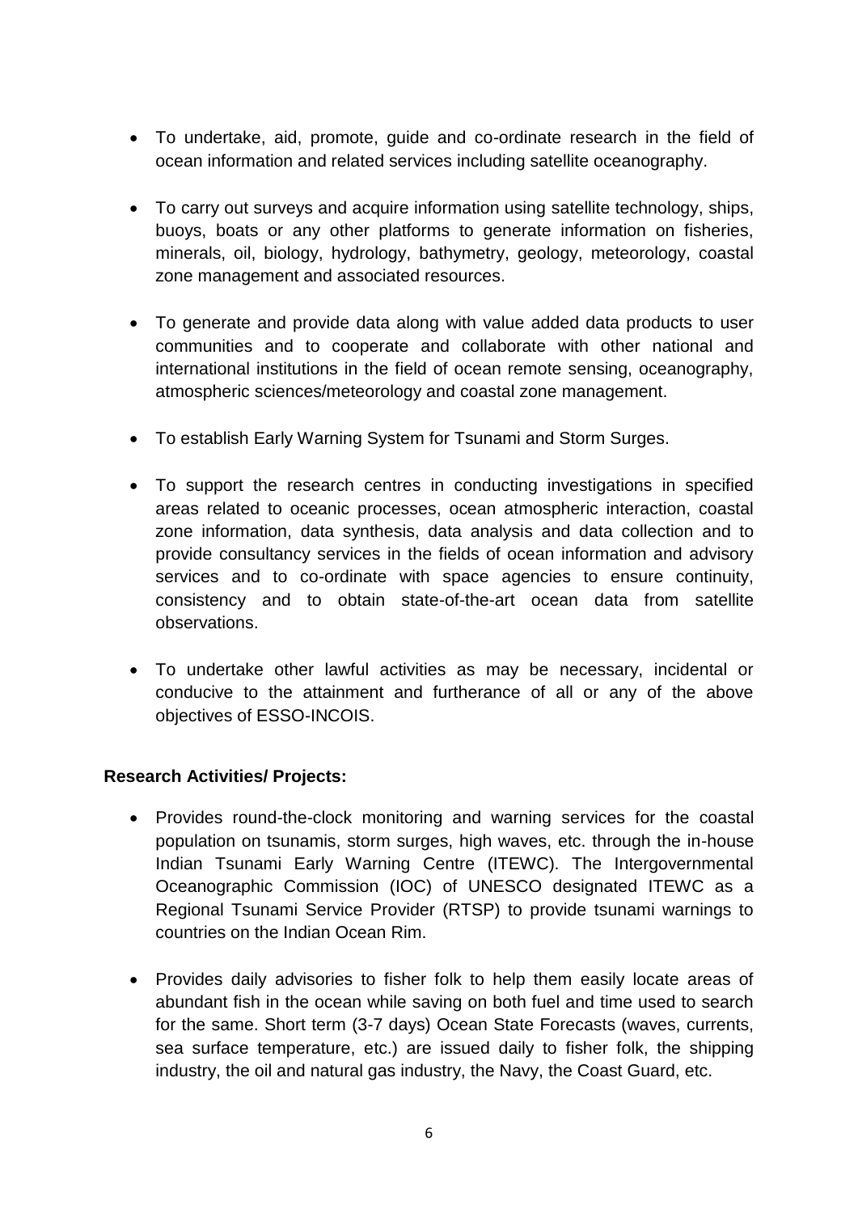- To undertake, aid, promote, guide and co-ordinate research in the field of ocean information and related services including satellite oceanography.
- To carry out surveys and acquire information using satellite technology, ships, buoys, boats or any other platforms to generate information on fisheries, minerals, oil, biology, hydrology, bathymetry, geology, meteorology, coastal zone management and associated resources.
- To generate and provide data along with value added data products to user communities and to cooperate and collaborate with other national and international institutions in the field of ocean remote sensing, oceanography, atmospheric sciences/meteorology and coastal zone management.
- To establish Early Warning System for Tsunami and Storm Surges.
- To support the research centres in conducting investigations in specified areas related to oceanic processes, ocean atmospheric interaction, coastal zone information, data synthesis, data analysis and data collection and to provide consultancy services in the fields of ocean information and advisory services and to co-ordinate with space agencies to ensure continuity, consistency and to obtain state-of-the-art ocean data from satellite observations.
- To undertake other lawful activities as may be necessary, incidental or conducive to the attainment and furtherance of all or any of the above objectives of ESSO-INCOIS.

**Research Activities/ Projects:**

- Provides round-the-clock monitoring and warning services for the coastal population on tsunamis, storm surges, high waves, etc. through the in-house Indian Tsunami Early Warning Centre (ITEWC). The Intergovernmental Oceanographic Commission (IOC) of UNESCO designated ITEWC as a Regional Tsunami Service Provider (RTSP) to provide tsunami warnings to countries on the Indian Ocean Rim.
- Provides daily advisories to fisher folk to help them easily locate areas of abundant fish in the ocean while saving on both fuel and time used to search for the same. Short term (3-7 days) Ocean State Forecasts (waves, currents, sea surface temperature, etc.) are issued daily to fisher folk, the shipping industry, the oil and natural gas industry, the Navy, the Coast Guard, etc.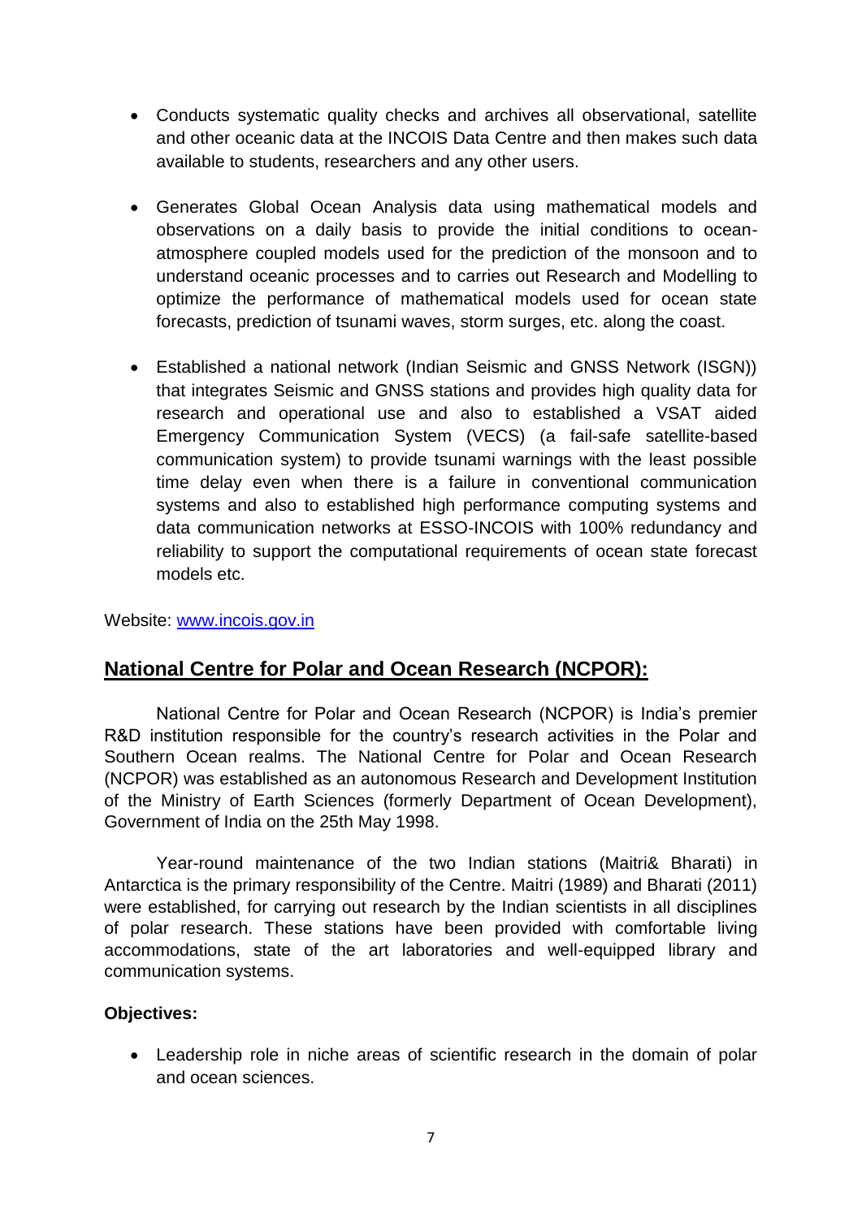- Conducts systematic quality checks and archives all observational, satellite and other oceanic data at the INCOIS Data Centre and then makes such data available to students, researchers and any other users.

- Generates Global Ocean Analysis data using mathematical models and observations on a daily basis to provide the initial conditions to ocean-atmosphere coupled models used for the prediction of the monsoon and to understand oceanic processes and to carries out Research and Modelling to optimize the performance of mathematical models used for ocean state forecasts, prediction of tsunami waves, storm surges, etc. along the coast.

- Established a national network (Indian Seismic and GNSS Network (ISGN)) that integrates Seismic and GNSS stations and provides high quality data for research and operational use and also to established a VSAT aided Emergency Communication System (VECS) (a fail-safe satellite-based communication system) to provide tsunami warnings with the least possible time delay even when there is a failure in conventional communication systems and also to established high performance computing systems and data communication networks at ESSO-INCOIS with 100% redundancy and reliability to support the computational requirements of ocean state forecast models etc.

Website: [www.incois.gov.in](http://www.incois.gov.in)

## National Centre for Polar and Ocean Research (NCPOR):

National Centre for Polar and Ocean Research (NCPOR) is India's premier R&D institution responsible for the country's research activities in the Polar and Southern Ocean realms. The National Centre for Polar and Ocean Research (NCPOR) was established as an autonomous Research and Development Institution of the Ministry of Earth Sciences (formerly Department of Ocean Development), Government of India on the 25th May 1998.

Year-round maintenance of the two Indian stations (Maitri& Bharati) in Antarctica is the primary responsibility of the Centre. Maitri (1989) and Bharati (2011) were established, for carrying out research by the Indian scientists in all disciplines of polar research. These stations have been provided with comfortable living accommodations, state of the art laboratories and well-equipped library and communication systems.

**Objectives:**

- Leadership role in niche areas of scientific research in the domain of polar and ocean sciences.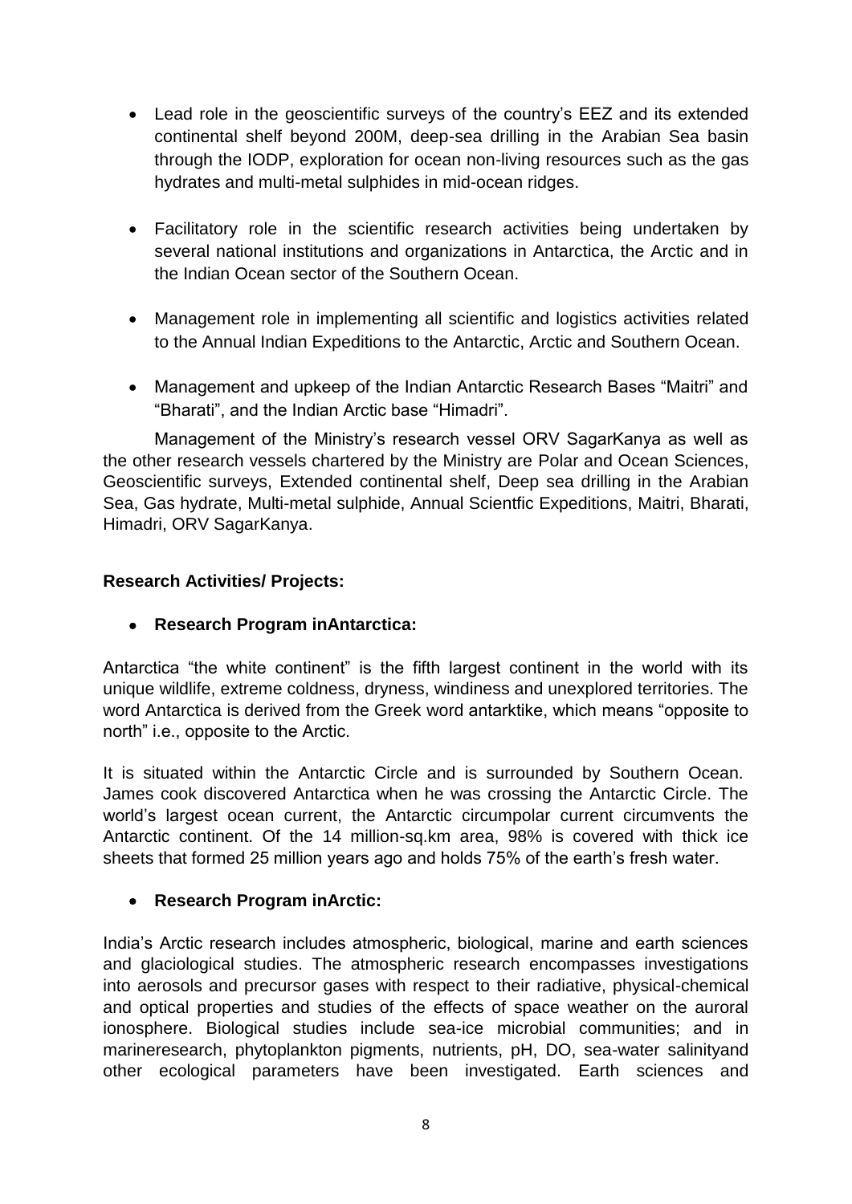- Lead role in the geoscientific surveys of the country's EEZ and its extended continental shelf beyond 200M, deep-sea drilling in the Arabian Sea basin through the IODP, exploration for ocean non-living resources such as the gas hydrates and multi-metal sulphides in mid-ocean ridges.

- Facilitatory role in the scientific research activities being undertaken by several national institutions and organizations in Antarctica, the Arctic and in the Indian Ocean sector of the Southern Ocean.

- Management role in implementing all scientific and logistics activities related to the Annual Indian Expeditions to the Antarctic, Arctic and Southern Ocean.

- Management and upkeep of the Indian Antarctic Research Bases "Maitri" and "Bharati", and the Indian Arctic base "Himadri".

Management of the Ministry's research vessel ORV SagarKanya as well as the other research vessels chartered by the Ministry are Polar and Ocean Sciences, Geoscientific surveys, Extended continental shelf, Deep sea drilling in the Arabian Sea, Gas hydrate, Multi-metal sulphide, Annual Scientfic Expeditions, Maitri, Bharati, Himadri, ORV SagarKanya.

**Research Activities/ Projects:**

- **Research Program inAntarctica:**

Antarctica "the white continent" is the fifth largest continent in the world with its unique wildlife, extreme coldness, dryness, windiness and unexplored territories. The word Antarctica is derived from the Greek word antarktike, which means "opposite to north" i.e., opposite to the Arctic.

It is situated within the Antarctic Circle and is surrounded by Southern Ocean. James cook discovered Antarctica when he was crossing the Antarctic Circle. The world's largest ocean current, the Antarctic circumpolar current circumvents the Antarctic continent. Of the 14 million-sq.km area, 98% is covered with thick ice sheets that formed 25 million years ago and holds 75% of the earth's fresh water.

- **Research Program inArctic:**

India's Arctic research includes atmospheric, biological, marine and earth sciences and glaciological studies. The atmospheric research encompasses investigations into aerosols and precursor gases with respect to their radiative, physical-chemical and optical properties and studies of the effects of space weather on the auroral ionosphere. Biological studies include sea-ice microbial communities; and in marineresearch, phytoplankton pigments, nutrients, pH, DO, sea-water salinityand other ecological parameters have been investigated. Earth sciences and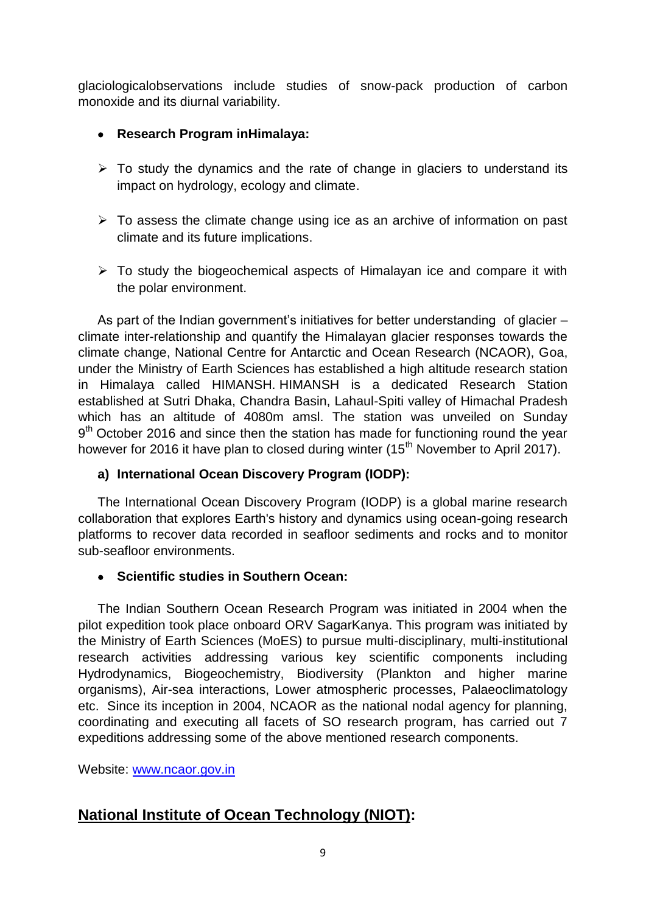glaciologicalobservations include studies of snow-pack production of carbon monoxide and its diurnal variability.

- **Research Program inHimalaya:**

  - To study the dynamics and the rate of change in glaciers to understand its impact on hydrology, ecology and climate.
  - To assess the climate change using ice as an archive of information on past climate and its future implications.
  - To study the biogeochemical aspects of Himalayan ice and compare it with the polar environment.

As part of the Indian government's initiatives for better understanding of glacier – climate inter-relationship and quantify the Himalayan glacier responses towards the climate change, National Centre for Antarctic and Ocean Research (NCAOR), Goa, under the Ministry of Earth Sciences has established a high altitude research station in Himalaya called HIMANSH. HIMANSH is a dedicated Research Station established at Sutri Dhaka, Chandra Basin, Lahaul-Spiti valley of Himachal Pradesh which has an altitude of 4080m amsl. The station was unveiled on Sunday 9th October 2016 and since then the station has made for functioning round the year however for 2016 it have plan to closed during winter (15th November to April 2017).

**a) International Ocean Discovery Program (IODP):**

The International Ocean Discovery Program (IODP) is a global marine research collaboration that explores Earth's history and dynamics using ocean-going research platforms to recover data recorded in seafloor sediments and rocks and to monitor sub-seafloor environments.

- **Scientific studies in Southern Ocean:**

The Indian Southern Ocean Research Program was initiated in 2004 when the pilot expedition took place onboard ORV SagarKanya. This program was initiated by the Ministry of Earth Sciences (MoES) to pursue multi-disciplinary, multi-institutional research activities addressing various key scientific components including Hydrodynamics, Biogeochemistry, Biodiversity (Plankton and higher marine organisms), Air-sea interactions, Lower atmospheric processes, Palaeoclimatology etc. Since its inception in 2004, NCAOR as the national nodal agency for planning, coordinating and executing all facets of SO research program, has carried out 7 expeditions addressing some of the above mentioned research components.

Website: [www.ncaor.gov.in](http://www.ncaor.gov.in)

## National Institute of Ocean Technology (NIOT):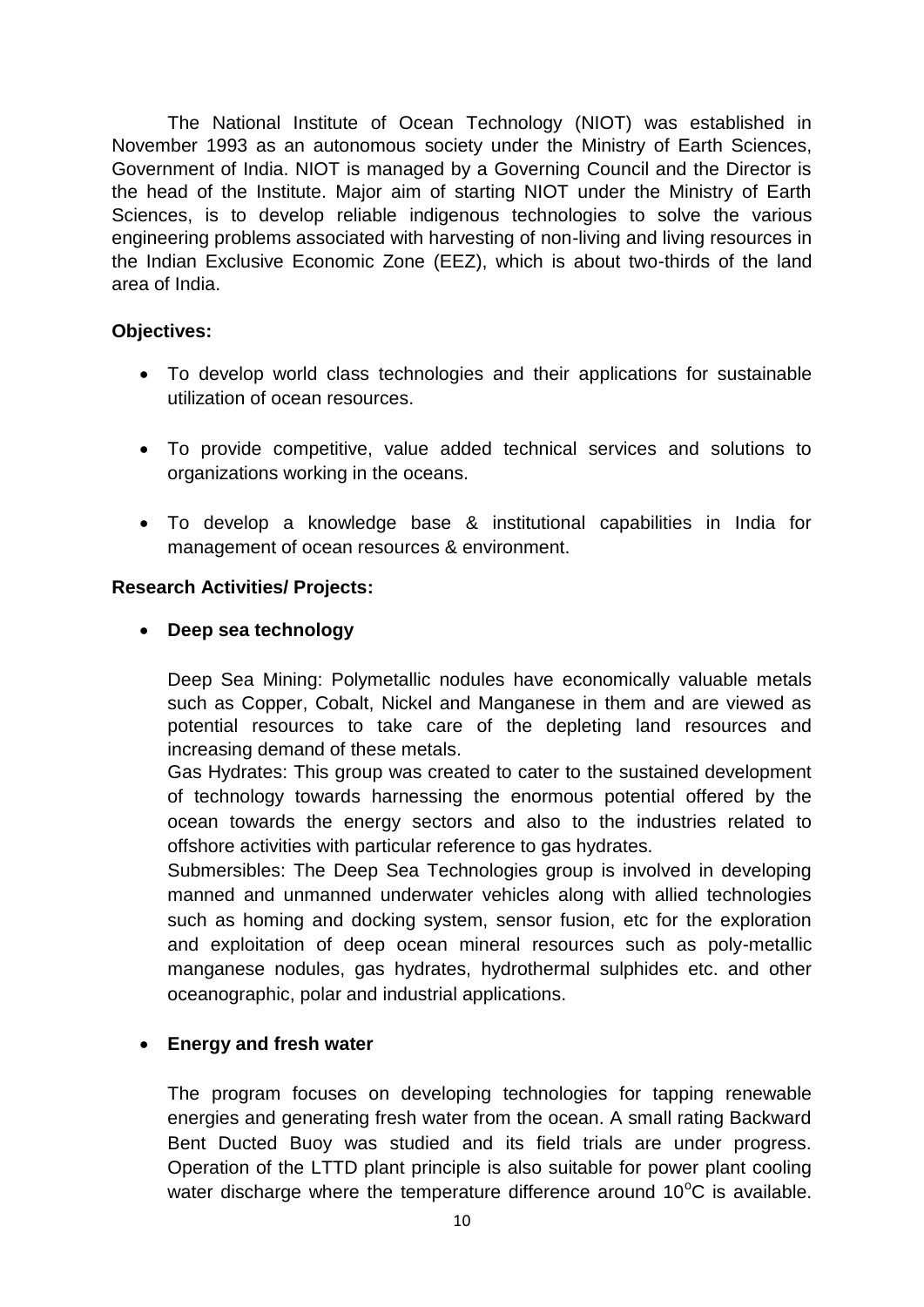The National Institute of Ocean Technology (NIOT) was established in November 1993 as an autonomous society under the Ministry of Earth Sciences, Government of India. NIOT is managed by a Governing Council and the Director is the head of the Institute. Major aim of starting NIOT under the Ministry of Earth Sciences, is to develop reliable indigenous technologies to solve the various engineering problems associated with harvesting of non-living and living resources in the Indian Exclusive Economic Zone (EEZ), which is about two-thirds of the land area of India.

**Objectives:**

- To develop world class technologies and their applications for sustainable utilization of ocean resources.
- To provide competitive, value added technical services and solutions to organizations working in the oceans.
- To develop a knowledge base & institutional capabilities in India for management of ocean resources & environment.

**Research Activities/ Projects:**

- **Deep sea technology**

  Deep Sea Mining: Polymetallic nodules have economically valuable metals such as Copper, Cobalt, Nickel and Manganese in them and are viewed as potential resources to take care of the depleting land resources and increasing demand of these metals.
  Gas Hydrates: This group was created to cater to the sustained development of technology towards harnessing the enormous potential offered by the ocean towards the energy sectors and also to the industries related to offshore activities with particular reference to gas hydrates.
  Submersibles: The Deep Sea Technologies group is involved in developing manned and unmanned underwater vehicles along with allied technologies such as homing and docking system, sensor fusion, etc for the exploration and exploitation of deep ocean mineral resources such as poly-metallic manganese nodules, gas hydrates, hydrothermal sulphides etc. and other oceanographic, polar and industrial applications.

- **Energy and fresh water**

  The program focuses on developing technologies for tapping renewable energies and generating fresh water from the ocean. A small rating Backward Bent Ducted Buoy was studied and its field trials are under progress. Operation of the LTTD plant principle is also suitable for power plant cooling water discharge where the temperature difference around $10^oC$ is available.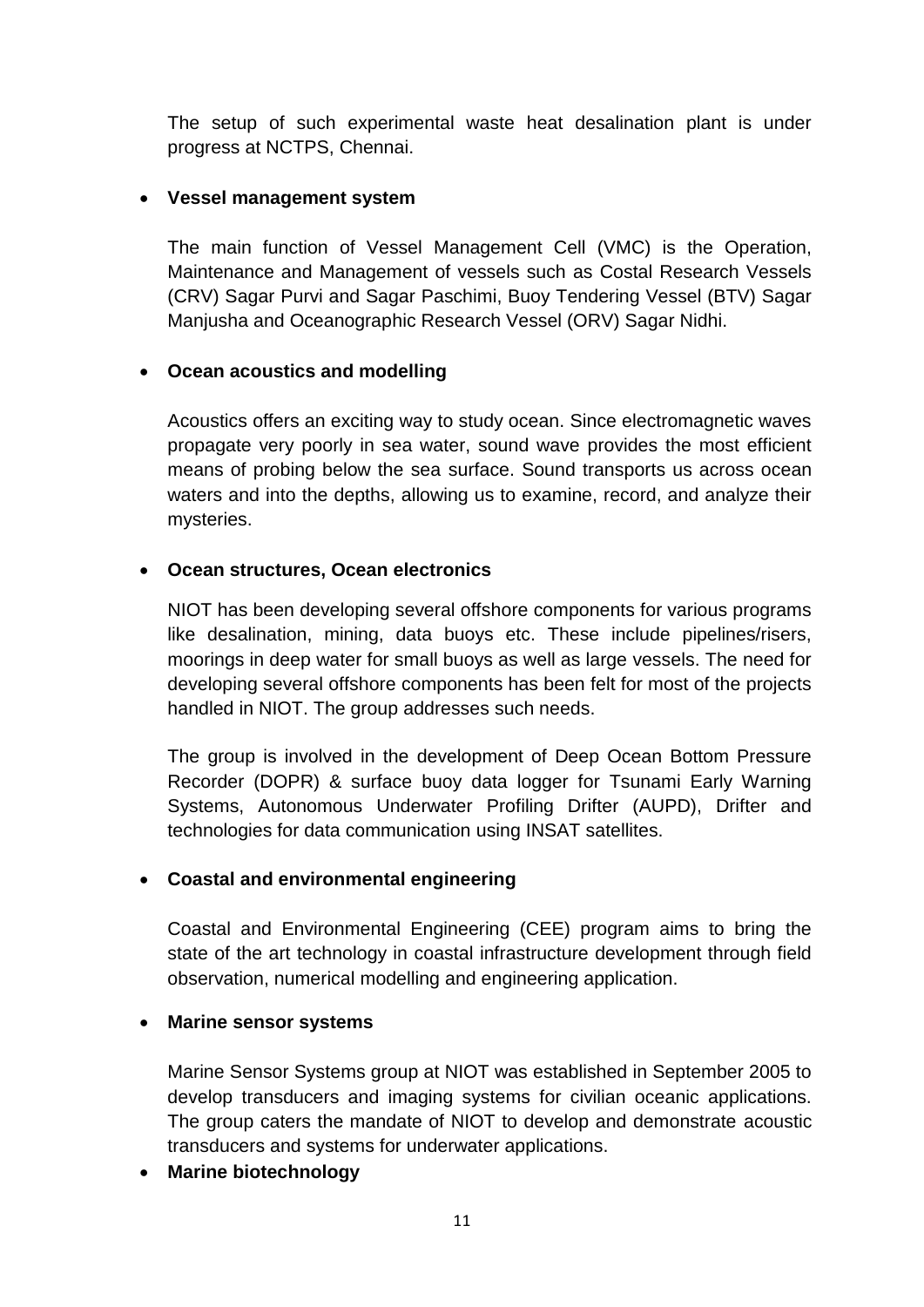The setup of such experimental waste heat desalination plant is under progress at NCTPS, Chennai.

- **Vessel management system**

  The main function of Vessel Management Cell (VMC) is the Operation, Maintenance and Management of vessels such as Costal Research Vessels (CRV) Sagar Purvi and Sagar Paschimi, Buoy Tendering Vessel (BTV) Sagar Manjusha and Oceanographic Research Vessel (ORV) Sagar Nidhi.

- **Ocean acoustics and modelling**

  Acoustics offers an exciting way to study ocean. Since electromagnetic waves propagate very poorly in sea water, sound wave provides the most efficient means of probing below the sea surface. Sound transports us across ocean waters and into the depths, allowing us to examine, record, and analyze their mysteries.

- **Ocean structures, Ocean electronics**

  NIOT has been developing several offshore components for various programs like desalination, mining, data buoys etc. These include pipelines/risers, moorings in deep water for small buoys as well as large vessels. The need for developing several offshore components has been felt for most of the projects handled in NIOT. The group addresses such needs.

  The group is involved in the development of Deep Ocean Bottom Pressure Recorder (DOPR) & surface buoy data logger for Tsunami Early Warning Systems, Autonomous Underwater Profiling Drifter (AUPD), Drifter and technologies for data communication using INSAT satellites.

- **Coastal and environmental engineering**

  Coastal and Environmental Engineering (CEE) program aims to bring the state of the art technology in coastal infrastructure development through field observation, numerical modelling and engineering application.

- **Marine sensor systems**

  Marine Sensor Systems group at NIOT was established in September 2005 to develop transducers and imaging systems for civilian oceanic applications. The group caters the mandate of NIOT to develop and demonstrate acoustic transducers and systems for underwater applications.

- **Marine biotechnology**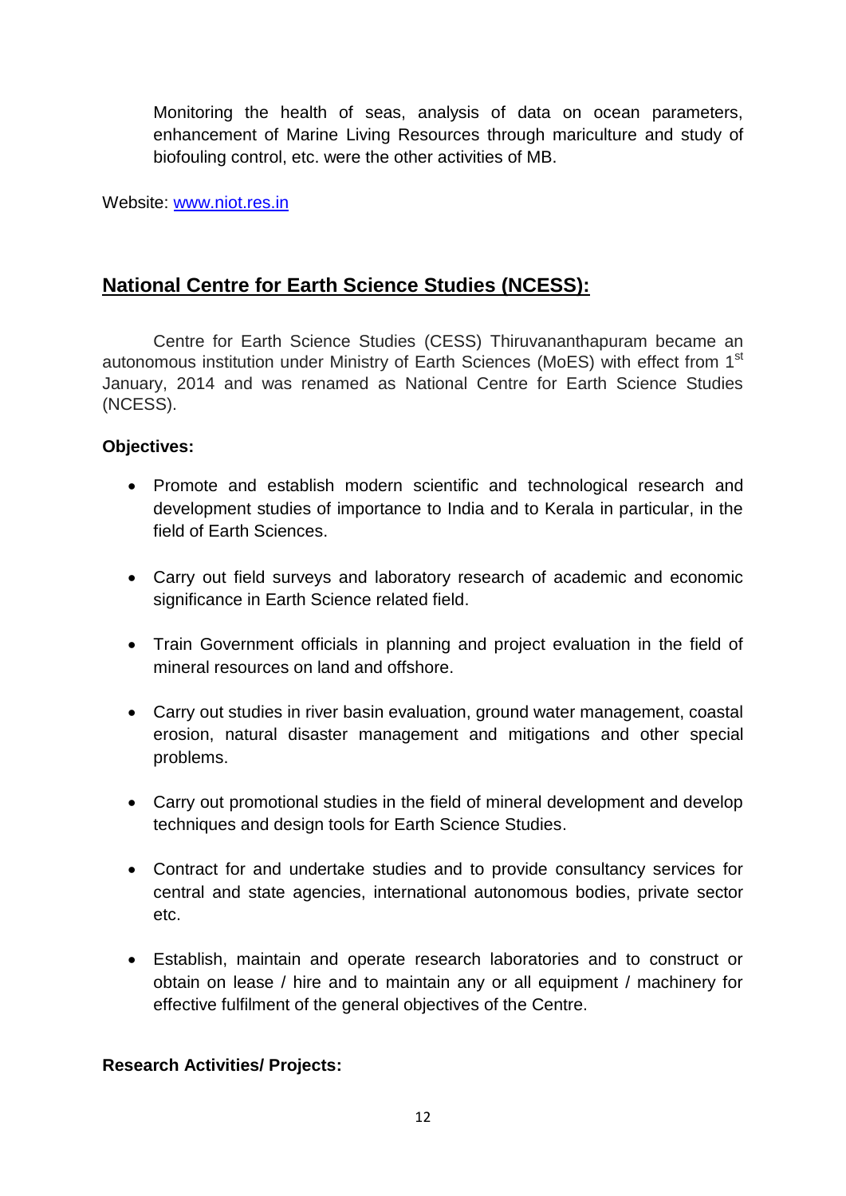Monitoring the health of seas, analysis of data on ocean parameters, enhancement of Marine Living Resources through mariculture and study of biofouling control, etc. were the other activities of MB.

Website: [www.niot.res.in](http://www.niot.res.in)

## National Centre for Earth Science Studies (NCESS):

Centre for Earth Science Studies (CESS) Thiruvananthapuram became an autonomous institution under Ministry of Earth Sciences (MoES) with effect from 1st January, 2014 and was renamed as National Centre for Earth Science Studies (NCESS).

**Objectives:**

- Promote and establish modern scientific and technological research and development studies of importance to India and to Kerala in particular, in the field of Earth Sciences.
- Carry out field surveys and laboratory research of academic and economic significance in Earth Science related field.
- Train Government officials in planning and project evaluation in the field of mineral resources on land and offshore.
- Carry out studies in river basin evaluation, ground water management, coastal erosion, natural disaster management and mitigations and other special problems.
- Carry out promotional studies in the field of mineral development and develop techniques and design tools for Earth Science Studies.
- Contract for and undertake studies and to provide consultancy services for central and state agencies, international autonomous bodies, private sector etc.
- Establish, maintain and operate research laboratories and to construct or obtain on lease / hire and to maintain any or all equipment / machinery for effective fulfilment of the general objectives of the Centre.

**Research Activities/ Projects:**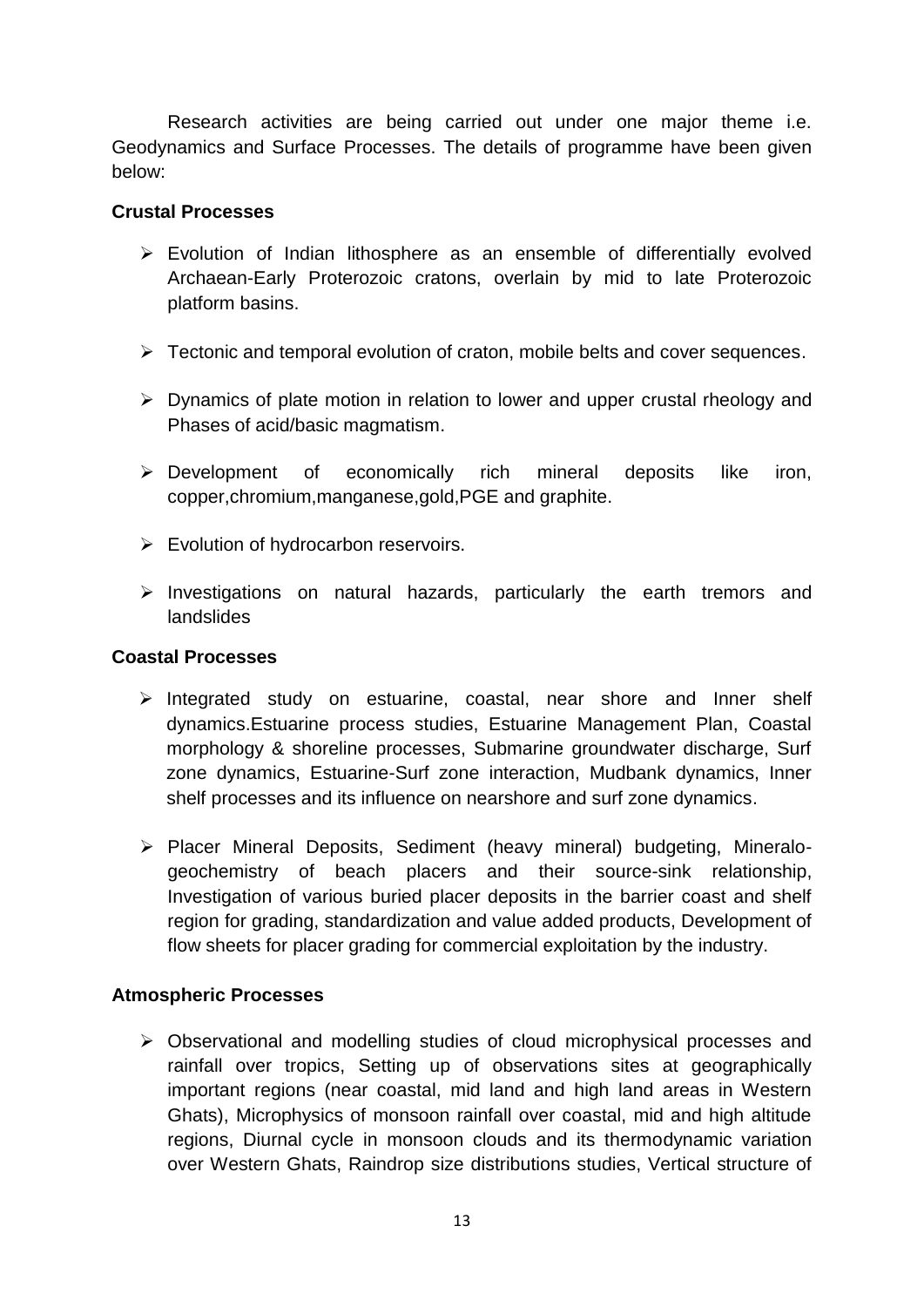Research activities are being carried out under one major theme i.e. Geodynamics and Surface Processes. The details of programme have been given below:

**Crustal Processes**

- Evolution of Indian lithosphere as an ensemble of differentially evolved Archaean-Early Proterozoic cratons, overlain by mid to late Proterozoic platform basins.
- Tectonic and temporal evolution of craton, mobile belts and cover sequences.
- Dynamics of plate motion in relation to lower and upper crustal rheology and Phases of acid/basic magmatism.
- Development of economically rich mineral deposits like iron, copper,chromium,manganese,gold,PGE and graphite.
- Evolution of hydrocarbon reservoirs.
- Investigations on natural hazards, particularly the earth tremors and landslides

**Coastal Processes**

- Integrated study on estuarine, coastal, near shore and Inner shelf dynamics.Estuarine process studies, Estuarine Management Plan, Coastal morphology & shoreline processes, Submarine groundwater discharge, Surf zone dynamics, Estuarine-Surf zone interaction, Mudbank dynamics, Inner shelf processes and its influence on nearshore and surf zone dynamics.
- Placer Mineral Deposits, Sediment (heavy mineral) budgeting, Mineralo-geochemistry of beach placers and their source-sink relationship, Investigation of various buried placer deposits in the barrier coast and shelf region for grading, standardization and value added products, Development of flow sheets for placer grading for commercial exploitation by the industry.

**Atmospheric Processes**

- Observational and modelling studies of cloud microphysical processes and rainfall over tropics, Setting up of observations sites at geographically important regions (near coastal, mid land and high land areas in Western Ghats), Microphysics of monsoon rainfall over coastal, mid and high altitude regions, Diurnal cycle in monsoon clouds and its thermodynamic variation over Western Ghats, Raindrop size distributions studies, Vertical structure of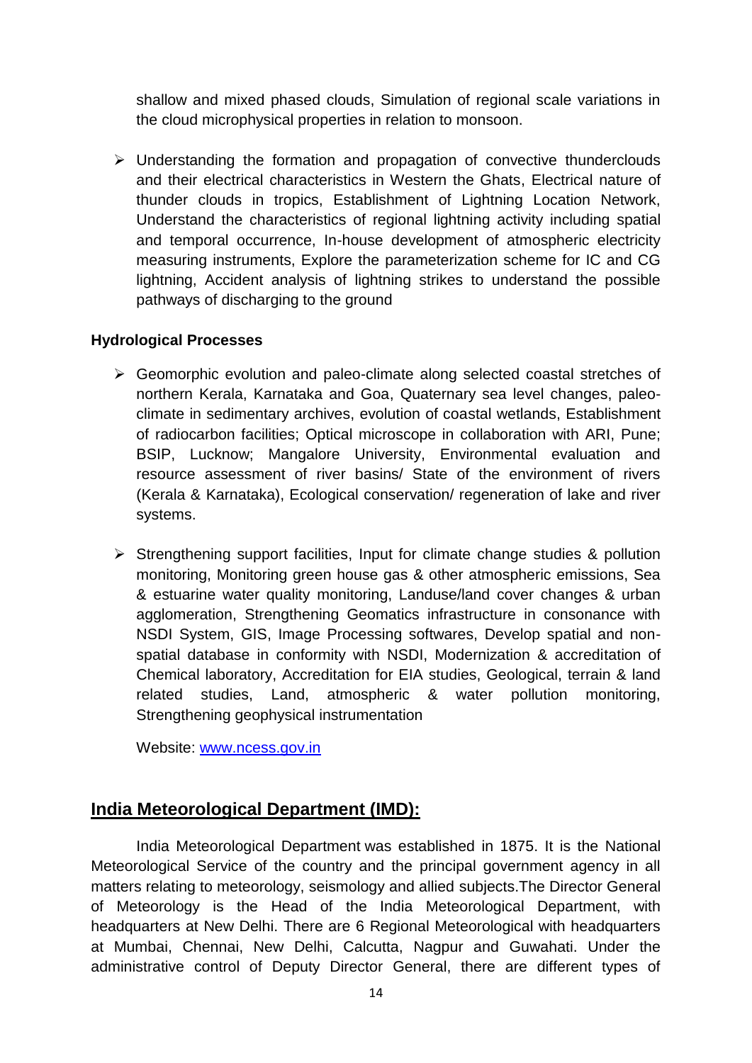shallow and mixed phased clouds, Simulation of regional scale variations in the cloud microphysical properties in relation to monsoon.

- Understanding the formation and propagation of convective thunderclouds and their electrical characteristics in Western the Ghats, Electrical nature of thunder clouds in tropics, Establishment of Lightning Location Network, Understand the characteristics of regional lightning activity including spatial and temporal occurrence, In-house development of atmospheric electricity measuring instruments, Explore the parameterization scheme for IC and CG lightning, Accident analysis of lightning strikes to understand the possible pathways of discharging to the ground

**Hydrological Processes**

- Geomorphic evolution and paleo-climate along selected coastal stretches of northern Kerala, Karnataka and Goa, Quaternary sea level changes, paleo-climate in sedimentary archives, evolution of coastal wetlands, Establishment of radiocarbon facilities; Optical microscope in collaboration with ARI, Pune; BSIP, Lucknow; Mangalore University, Environmental evaluation and resource assessment of river basins/ State of the environment of rivers (Kerala & Karnataka), Ecological conservation/ regeneration of lake and river systems.

- Strengthening support facilities, Input for climate change studies & pollution monitoring, Monitoring green house gas & other atmospheric emissions, Sea & estuarine water quality monitoring, Landuse/land cover changes & urban agglomeration, Strengthening Geomatics infrastructure in consonance with NSDI System, GIS, Image Processing softwares, Develop spatial and non-spatial database in conformity with NSDI, Modernization & accreditation of Chemical laboratory, Accreditation for EIA studies, Geological, terrain & land related studies, Land, atmospheric & water pollution monitoring, Strengthening geophysical instrumentation

  Website: [www.ncess.gov.in](http://www.ncess.gov.in)

## India Meteorological Department (IMD):

India Meteorological Department was established in 1875. It is the National Meteorological Service of the country and the principal government agency in all matters relating to meteorology, seismology and allied subjects.The Director General of Meteorology is the Head of the India Meteorological Department, with headquarters at New Delhi. There are 6 Regional Meteorological with headquarters at Mumbai, Chennai, New Delhi, Calcutta, Nagpur and Guwahati. Under the administrative control of Deputy Director General, there are different types of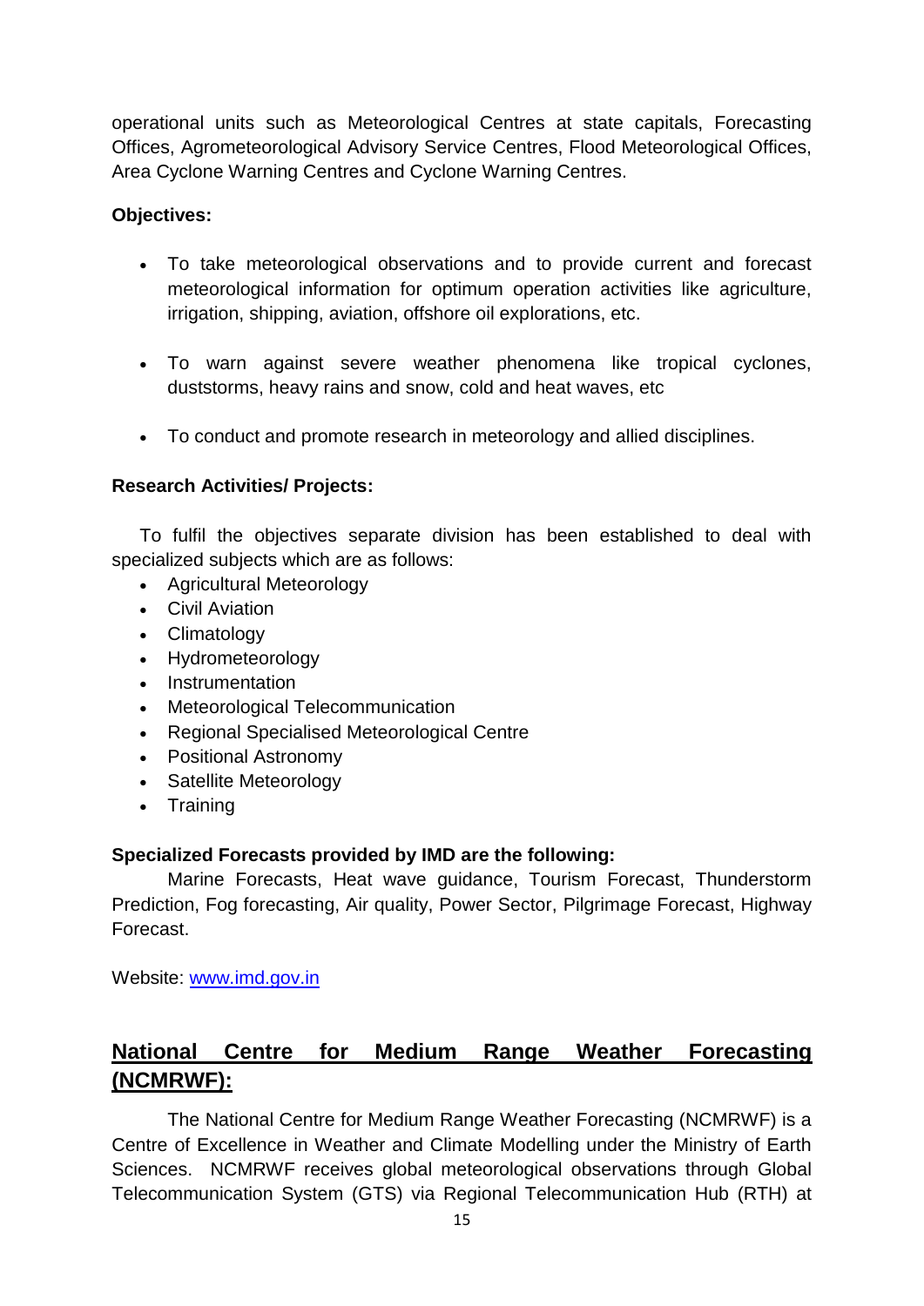operational units such as Meteorological Centres at state capitals, Forecasting Offices, Agrometeorological Advisory Service Centres, Flood Meteorological Offices, Area Cyclone Warning Centres and Cyclone Warning Centres.

**Objectives:**

- To take meteorological observations and to provide current and forecast meteorological information for optimum operation activities like agriculture, irrigation, shipping, aviation, offshore oil explorations, etc.
- To warn against severe weather phenomena like tropical cyclones, duststorms, heavy rains and snow, cold and heat waves, etc
- To conduct and promote research in meteorology and allied disciplines.

**Research Activities/ Projects:**

To fulfil the objectives separate division has been established to deal with specialized subjects which are as follows:

- Agricultural Meteorology
- Civil Aviation
- Climatology
- Hydrometeorology
- Instrumentation
- Meteorological Telecommunication
- Regional Specialised Meteorological Centre
- Positional Astronomy
- Satellite Meteorology
- Training

**Specialized Forecasts provided by IMD are the following:**

Marine Forecasts, Heat wave guidance, Tourism Forecast, Thunderstorm Prediction, Fog forecasting, Air quality, Power Sector, Pilgrimage Forecast, Highway Forecast.

Website: [www.imd.gov.in](http://www.imd.gov.in)

## National Centre for Medium Range Weather Forecasting (NCMRWF):

The National Centre for Medium Range Weather Forecasting (NCMRWF) is a Centre of Excellence in Weather and Climate Modelling under the Ministry of Earth Sciences. NCMRWF receives global meteorological observations through Global Telecommunication System (GTS) via Regional Telecommunication Hub (RTH) at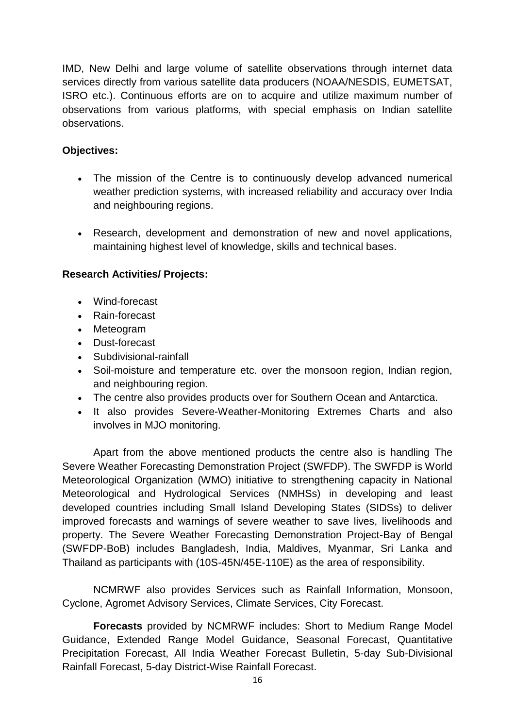IMD, New Delhi and large volume of satellite observations through internet data services directly from various satellite data producers (NOAA/NESDIS, EUMETSAT, ISRO etc.). Continuous efforts are on to acquire and utilize maximum number of observations from various platforms, with special emphasis on Indian satellite observations.

**Objectives:**

- The mission of the Centre is to continuously develop advanced numerical weather prediction systems, with increased reliability and accuracy over India and neighbouring regions.
- Research, development and demonstration of new and novel applications, maintaining highest level of knowledge, skills and technical bases.

**Research Activities/ Projects:**

- Wind-forecast
- Rain-forecast
- Meteogram
- Dust-forecast
- Subdivisional-rainfall
- Soil-moisture and temperature etc. over the monsoon region, Indian region, and neighbouring region.
- The centre also provides products over for Southern Ocean and Antarctica.
- It also provides Severe-Weather-Monitoring Extremes Charts and also involves in MJO monitoring.

Apart from the above mentioned products the centre also is handling The Severe Weather Forecasting Demonstration Project (SWFDP). The SWFDP is World Meteorological Organization (WMO) initiative to strengthening capacity in National Meteorological and Hydrological Services (NMHSs) in developing and least developed countries including Small Island Developing States (SIDSs) to deliver improved forecasts and warnings of severe weather to save lives, livelihoods and property. The Severe Weather Forecasting Demonstration Project-Bay of Bengal (SWFDP-BoB) includes Bangladesh, India, Maldives, Myanmar, Sri Lanka and Thailand as participants with (10S-45N/45E-110E) as the area of responsibility.

NCMRWF also provides Services such as Rainfall Information, Monsoon, Cyclone, Agromet Advisory Services, Climate Services, City Forecast.

**Forecasts** provided by NCMRWF includes: Short to Medium Range Model Guidance, Extended Range Model Guidance, Seasonal Forecast, Quantitative Precipitation Forecast, All India Weather Forecast Bulletin, 5-day Sub-Divisional Rainfall Forecast, 5-day District-Wise Rainfall Forecast.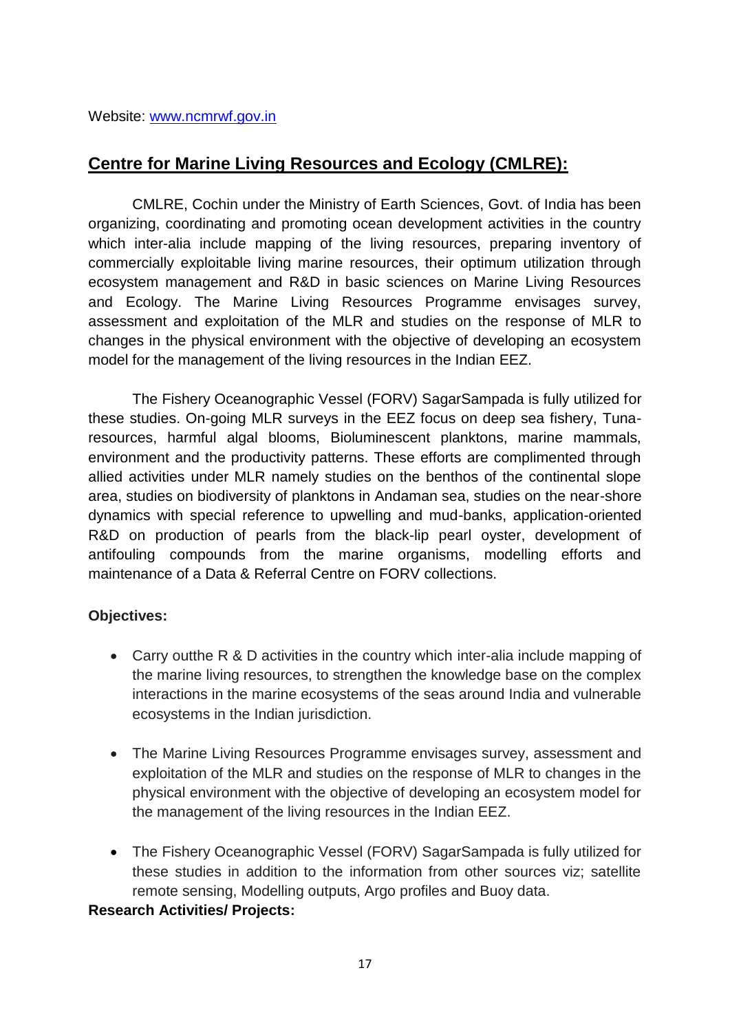Website: [www.ncmrwf.gov.in](http://www.ncmrwf.gov.in)

## Centre for Marine Living Resources and Ecology (CMLRE):

CMLRE, Cochin under the Ministry of Earth Sciences, Govt. of India has been organizing, coordinating and promoting ocean development activities in the country which inter-alia include mapping of the living resources, preparing inventory of commercially exploitable living marine resources, their optimum utilization through ecosystem management and R&D in basic sciences on Marine Living Resources and Ecology. The Marine Living Resources Programme envisages survey, assessment and exploitation of the MLR and studies on the response of MLR to changes in the physical environment with the objective of developing an ecosystem model for the management of the living resources in the Indian EEZ.

The Fishery Oceanographic Vessel (FORV) SagarSampada is fully utilized for these studies. On-going MLR surveys in the EEZ focus on deep sea fishery, Tuna-resources, harmful algal blooms, Bioluminescent planktons, marine mammals, environment and the productivity patterns. These efforts are complimented through allied activities under MLR namely studies on the benthos of the continental slope area, studies on biodiversity of planktons in Andaman sea, studies on the near-shore dynamics with special reference to upwelling and mud-banks, application-oriented R&D on production of pearls from the black-lip pearl oyster, development of antifouling compounds from the marine organisms, modelling efforts and maintenance of a Data & Referral Centre on FORV collections.

**Objectives:**

- Carry outthe R & D activities in the country which inter-alia include mapping of the marine living resources, to strengthen the knowledge base on the complex interactions in the marine ecosystems of the seas around India and vulnerable ecosystems in the Indian jurisdiction.
- The Marine Living Resources Programme envisages survey, assessment and exploitation of the MLR and studies on the response of MLR to changes in the physical environment with the objective of developing an ecosystem model for the management of the living resources in the Indian EEZ.
- The Fishery Oceanographic Vessel (FORV) SagarSampada is fully utilized for these studies in addition to the information from other sources viz; satellite remote sensing, Modelling outputs, Argo profiles and Buoy data.

**Research Activities/ Projects:**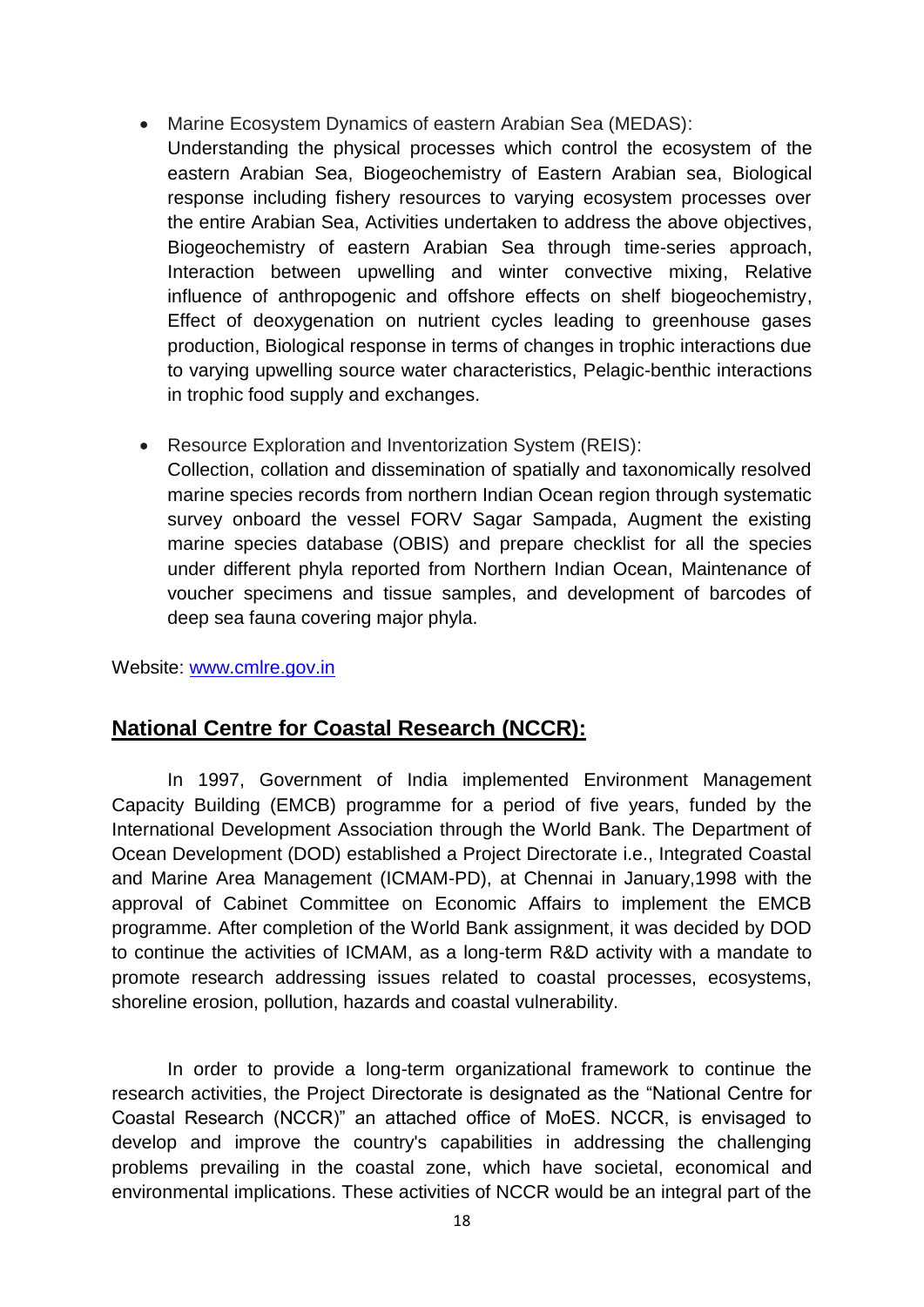- Marine Ecosystem Dynamics of eastern Arabian Sea (MEDAS):
  Understanding the physical processes which control the ecosystem of the eastern Arabian Sea, Biogeochemistry of Eastern Arabian sea, Biological response including fishery resources to varying ecosystem processes over the entire Arabian Sea, Activities undertaken to address the above objectives, Biogeochemistry of eastern Arabian Sea through time-series approach, Interaction between upwelling and winter convective mixing, Relative influence of anthropogenic and offshore effects on shelf biogeochemistry, Effect of deoxygenation on nutrient cycles leading to greenhouse gases production, Biological response in terms of changes in trophic interactions due to varying upwelling source water characteristics, Pelagic-benthic interactions in trophic food supply and exchanges.

- Resource Exploration and Inventorization System (REIS):
  Collection, collation and dissemination of spatially and taxonomically resolved marine species records from northern Indian Ocean region through systematic survey onboard the vessel FORV Sagar Sampada, Augment the existing marine species database (OBIS) and prepare checklist for all the species under different phyla reported from Northern Indian Ocean, Maintenance of voucher specimens and tissue samples, and development of barcodes of deep sea fauna covering major phyla.

Website: [www.cmlre.gov.in](http://www.cmlre.gov.in)

## National Centre for Coastal Research (NCCR):

In 1997, Government of India implemented Environment Management Capacity Building (EMCB) programme for a period of five years, funded by the International Development Association through the World Bank. The Department of Ocean Development (DOD) established a Project Directorate i.e., Integrated Coastal and Marine Area Management (ICMAM-PD), at Chennai in January,1998 with the approval of Cabinet Committee on Economic Affairs to implement the EMCB programme. After completion of the World Bank assignment, it was decided by DOD to continue the activities of ICMAM, as a long-term R&D activity with a mandate to promote research addressing issues related to coastal processes, ecosystems, shoreline erosion, pollution, hazards and coastal vulnerability.

In order to provide a long-term organizational framework to continue the research activities, the Project Directorate is designated as the "National Centre for Coastal Research (NCCR)" an attached office of MoES. NCCR, is envisaged to develop and improve the country's capabilities in addressing the challenging problems prevailing in the coastal zone, which have societal, economical and environmental implications. These activities of NCCR would be an integral part of the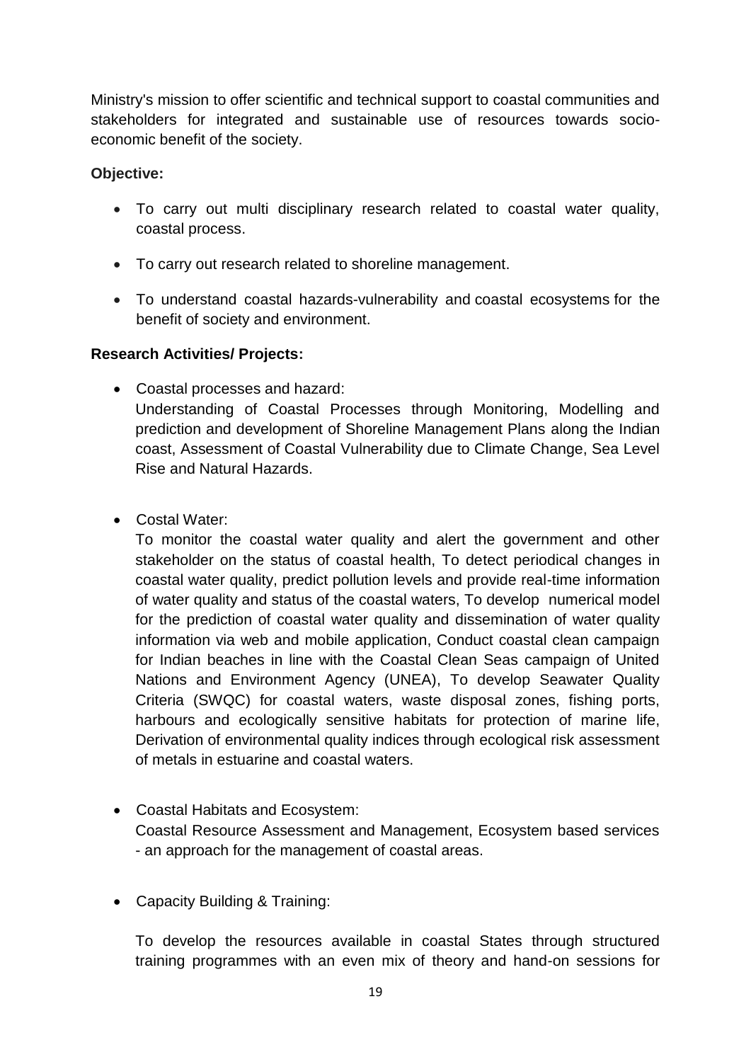Ministry's mission to offer scientific and technical support to coastal communities and stakeholders for integrated and sustainable use of resources towards socio-economic benefit of the society.

**Objective:**

- To carry out multi disciplinary research related to coastal water quality, coastal process.
- To carry out research related to shoreline management.
- To understand coastal hazards-vulnerability and coastal ecosystems for the benefit of society and environment.

**Research Activities/ Projects:**

- Coastal processes and hazard:
  Understanding of Coastal Processes through Monitoring, Modelling and prediction and development of Shoreline Management Plans along the Indian coast, Assessment of Coastal Vulnerability due to Climate Change, Sea Level Rise and Natural Hazards.

- Costal Water:
  To monitor the coastal water quality and alert the government and other stakeholder on the status of coastal health, To detect periodical changes in coastal water quality, predict pollution levels and provide real-time information of water quality and status of the coastal waters, To develop numerical model for the prediction of coastal water quality and dissemination of water quality information via web and mobile application, Conduct coastal clean campaign for Indian beaches in line with the Coastal Clean Seas campaign of United Nations and Environment Agency (UNEA), To develop Seawater Quality Criteria (SWQC) for coastal waters, waste disposal zones, fishing ports, harbours and ecologically sensitive habitats for protection of marine life, Derivation of environmental quality indices through ecological risk assessment of metals in estuarine and coastal waters.

- Coastal Habitats and Ecosystem:
  Coastal Resource Assessment and Management, Ecosystem based services - an approach for the management of coastal areas.

- Capacity Building & Training:

  To develop the resources available in coastal States through structured training programmes with an even mix of theory and hand-on sessions for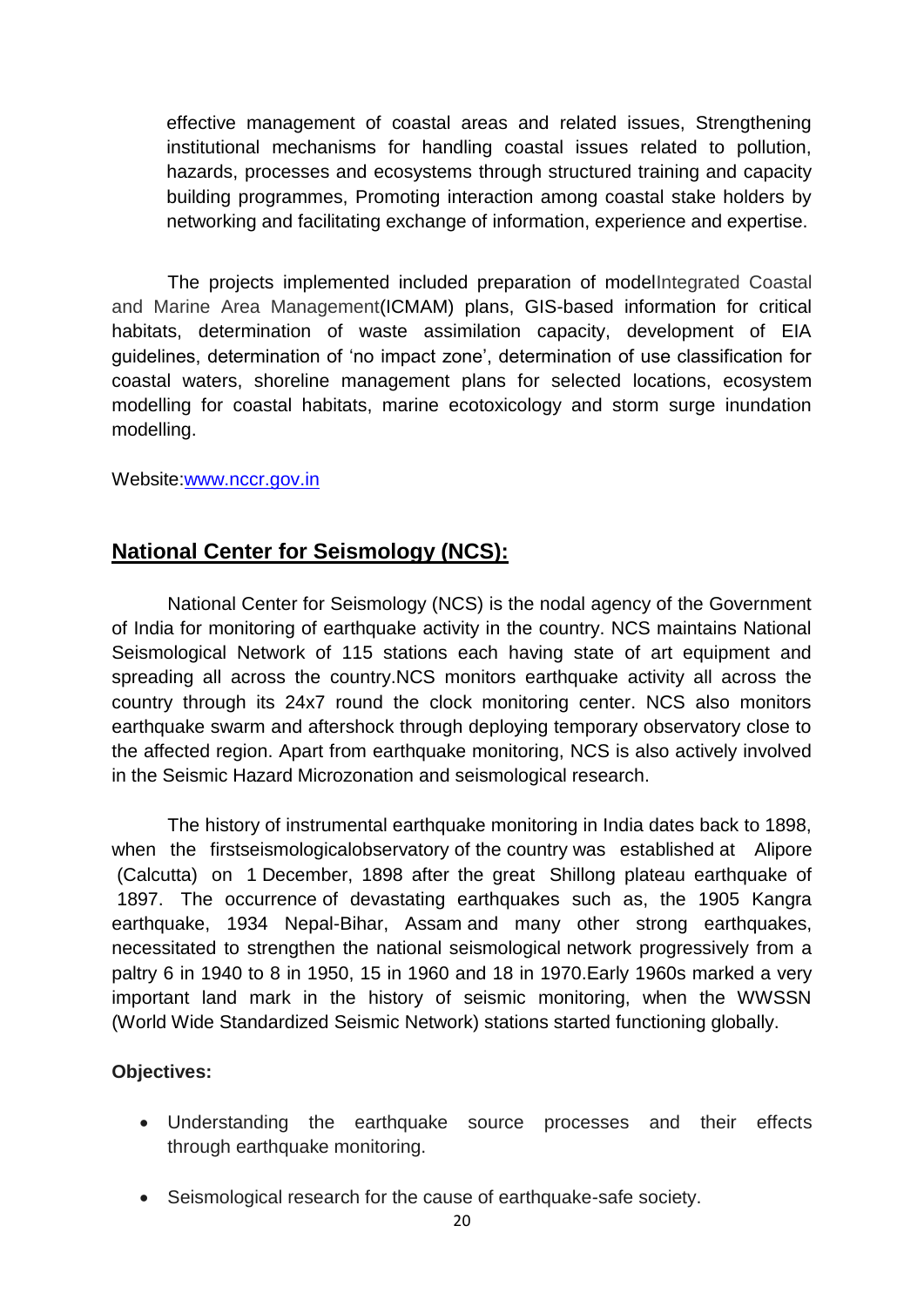effective management of coastal areas and related issues, Strengthening institutional mechanisms for handling coastal issues related to pollution, hazards, processes and ecosystems through structured training and capacity building programmes, Promoting interaction among coastal stake holders by networking and facilitating exchange of information, experience and expertise.

The projects implemented included preparation of modelIntegrated Coastal and Marine Area Management(ICMAM) plans, GIS-based information for critical habitats, determination of waste assimilation capacity, development of EIA guidelines, determination of 'no impact zone', determination of use classification for coastal waters, shoreline management plans for selected locations, ecosystem modelling for coastal habitats, marine ecotoxicology and storm surge inundation modelling.

Website:[www.nccr.gov.in](http://www.nccr.gov.in)

## National Center for Seismology (NCS):

National Center for Seismology (NCS) is the nodal agency of the Government of India for monitoring of earthquake activity in the country. NCS maintains National Seismological Network of 115 stations each having state of art equipment and spreading all across the country.NCS monitors earthquake activity all across the country through its 24x7 round the clock monitoring center. NCS also monitors earthquake swarm and aftershock through deploying temporary observatory close to the affected region. Apart from earthquake monitoring, NCS is also actively involved in the Seismic Hazard Microzonation and seismological research.

The history of instrumental earthquake monitoring in India dates back to 1898, when the firstseismologicalobservatory of the country was established at Alipore (Calcutta) on 1 December, 1898 after the great Shillong plateau earthquake of 1897. The occurrence of devastating earthquakes such as, the 1905 Kangra earthquake, 1934 Nepal-Bihar, Assam and many other strong earthquakes, necessitated to strengthen the national seismological network progressively from a paltry 6 in 1940 to 8 in 1950, 15 in 1960 and 18 in 1970.Early 1960s marked a very important land mark in the history of seismic monitoring, when the WWSSN (World Wide Standardized Seismic Network) stations started functioning globally.

**Objectives:**

- Understanding the earthquake source processes and their effects through earthquake monitoring.
- Seismological research for the cause of earthquake-safe society.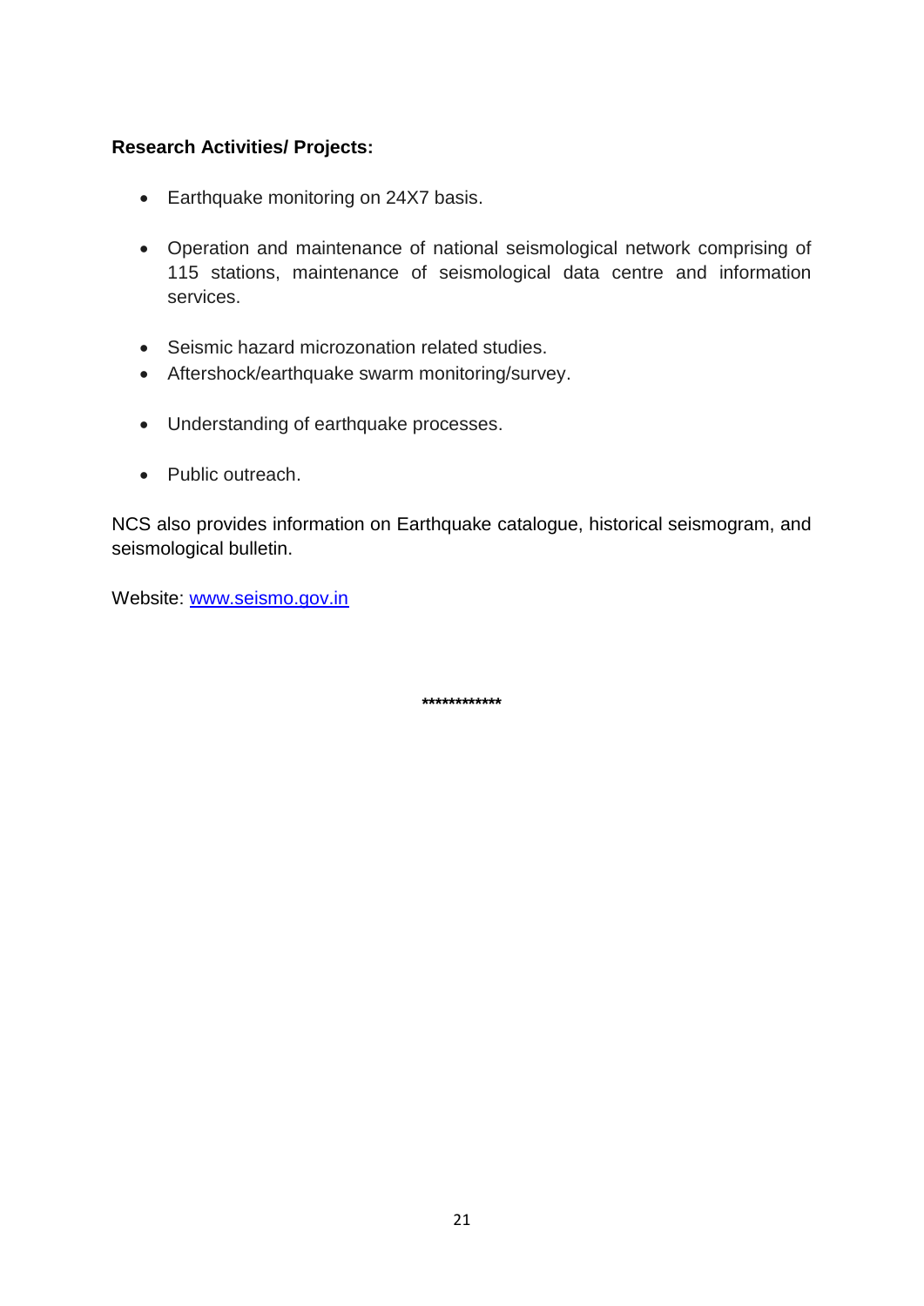**Research Activities/ Projects:**

- Earthquake monitoring on 24X7 basis.
- Operation and maintenance of national seismological network comprising of 115 stations, maintenance of seismological data centre and information services.
- Seismic hazard microzonation related studies.
- Aftershock/earthquake swarm monitoring/survey.
- Understanding of earthquake processes.
- Public outreach.

NCS also provides information on Earthquake catalogue, historical seismogram, and seismological bulletin.

Website: [www.seismo.gov.in](http://www.seismo.gov.in)

************